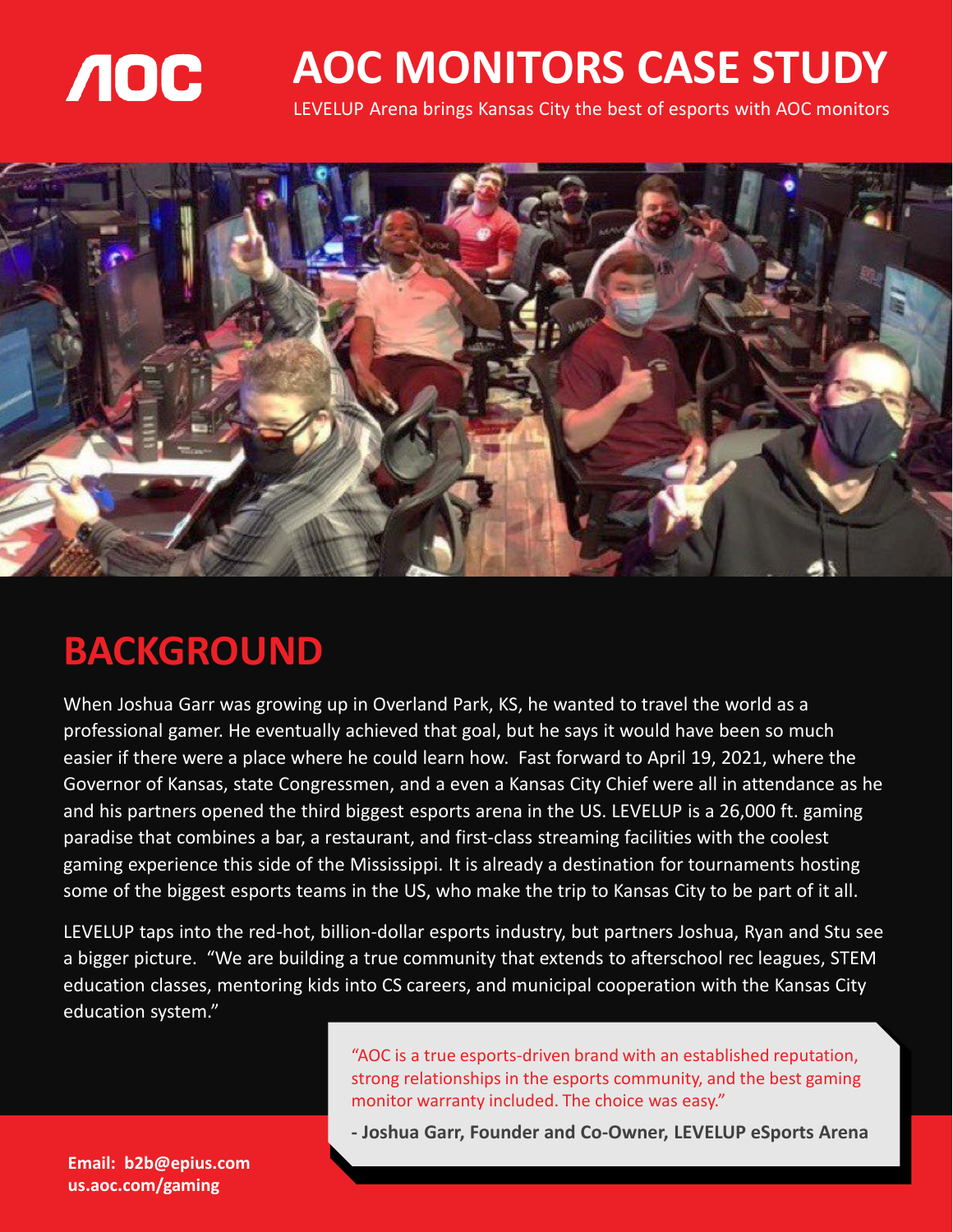# AOC MONITORS CASE STUDY

LEVELUP Arena brings Kansas City the best of esports with AOC monitors

## BACKGROUND

When Joshua Garr was growing up in Overland Park, KS, he wanted to travel the world as a professional gamer. He eventually achieved that goal, but he says it would have been so much easier if there were a place where he could learn how. Fast forward to April 19, 2021, where the Governor of Kansas, state Congressmen, and a even a Kansas City Chief were all in attendance as he and his partners opened the third biggest esports arena in the US. LEVELUP is a 26,000 ft. gaming paradise that combines a bar, a restaurant, and first-class streaming facilities with the coolest gaming experience this side of the Mississippi. It is already a destination for tournaments hosting some of the biggest esports teams in the US, who make the trip to Kansas City to be part of it all.

LEVELUP taps into the red-hot, billion-dollar esports industry, but partners Joshua, Ryan and Stu see a bigger picture. "We are building a true community that extends to afterschool rec leagues, STEM education classes, mentoring kids into CS careers, and municipal cooperation with the Kansas City education system."

> "AOC is a true esports-driven brand with an established reputation, strong relationships in the esports community, and the best gaming monitor warranty included. The choice was easy."
>
> **- Joshua Garr, Founder and Co-Owner, LEVELUP eSports Arena**

**Email: b2b@epius.com**
**us.aoc.com/gaming**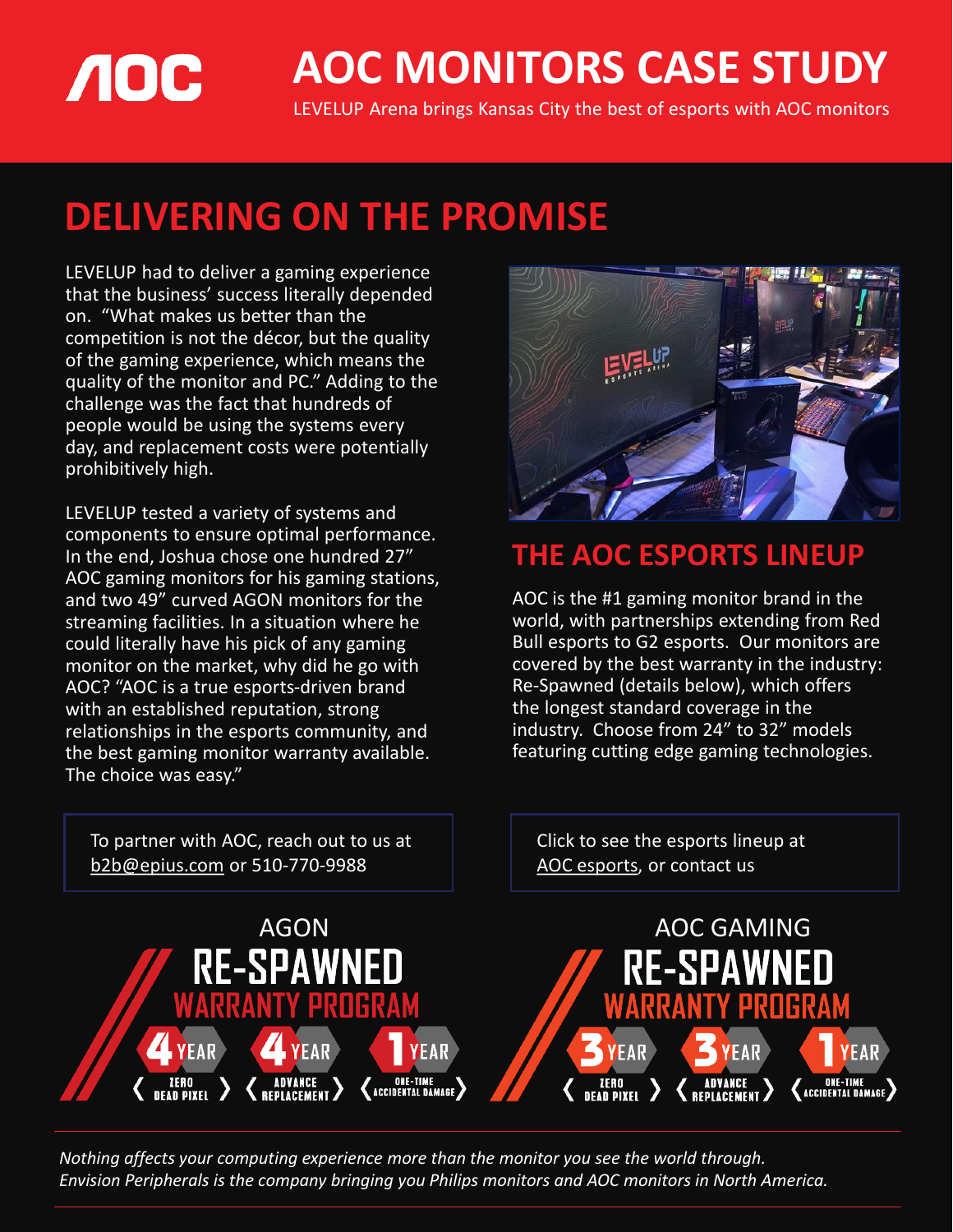# AOC MONITORS CASE STUDY

LEVELUP Arena brings Kansas City the best of esports with AOC monitors

## DELIVERING ON THE PROMISE

LEVELUP had to deliver a gaming experience that the business' success literally depended on. "What makes us better than the competition is not the décor, but the quality of the gaming experience, which means the quality of the monitor and PC." Adding to the challenge was the fact that hundreds of people would be using the systems every day, and replacement costs were potentially prohibitively high.

LEVELUP tested a variety of systems and components to ensure optimal performance. In the end, Joshua chose one hundred 27" AOC gaming monitors for his gaming stations, and two 49" curved AGON monitors for the streaming facilities. In a situation where he could literally have his pick of any gaming monitor on the market, why did he go with AOC? "AOC is a true esports-driven brand with an established reputation, strong relationships in the esports community, and the best gaming monitor warranty available. The choice was easy."

## THE AOC ESPORTS LINEUP

AOC is the #1 gaming monitor brand in the world, with partnerships extending from Red Bull esports to G2 esports. Our monitors are covered by the best warranty in the industry: Re-Spawned (details below), which offers the longest standard coverage in the industry. Choose from 24" to 32" models featuring cutting edge gaming technologies.

To partner with AOC, reach out to us at b2b@epius.com or 510-770-9988

Click to see the esports lineup at AOC esports, or contact us

### AGON RE-SPAWNED WARRANTY PROGRAM

- 4 YEAR ZERO DEAD PIXEL
- 4 YEAR ADVANCE REPLACEMENT
- 1 YEAR ONE-TIME ACCIDENTAL DAMAGE

### AOC GAMING RE-SPAWNED WARRANTY PROGRAM

- 3 YEAR ZERO DEAD PIXEL
- 3 YEAR ADVANCE REPLACEMENT
- 1 YEAR ONE-TIME ACCIDENTAL DAMAGE

*Nothing affects your computing experience more than the monitor you see the world through. Envision Peripherals is the company bringing you Philips monitors and AOC monitors in North America.*